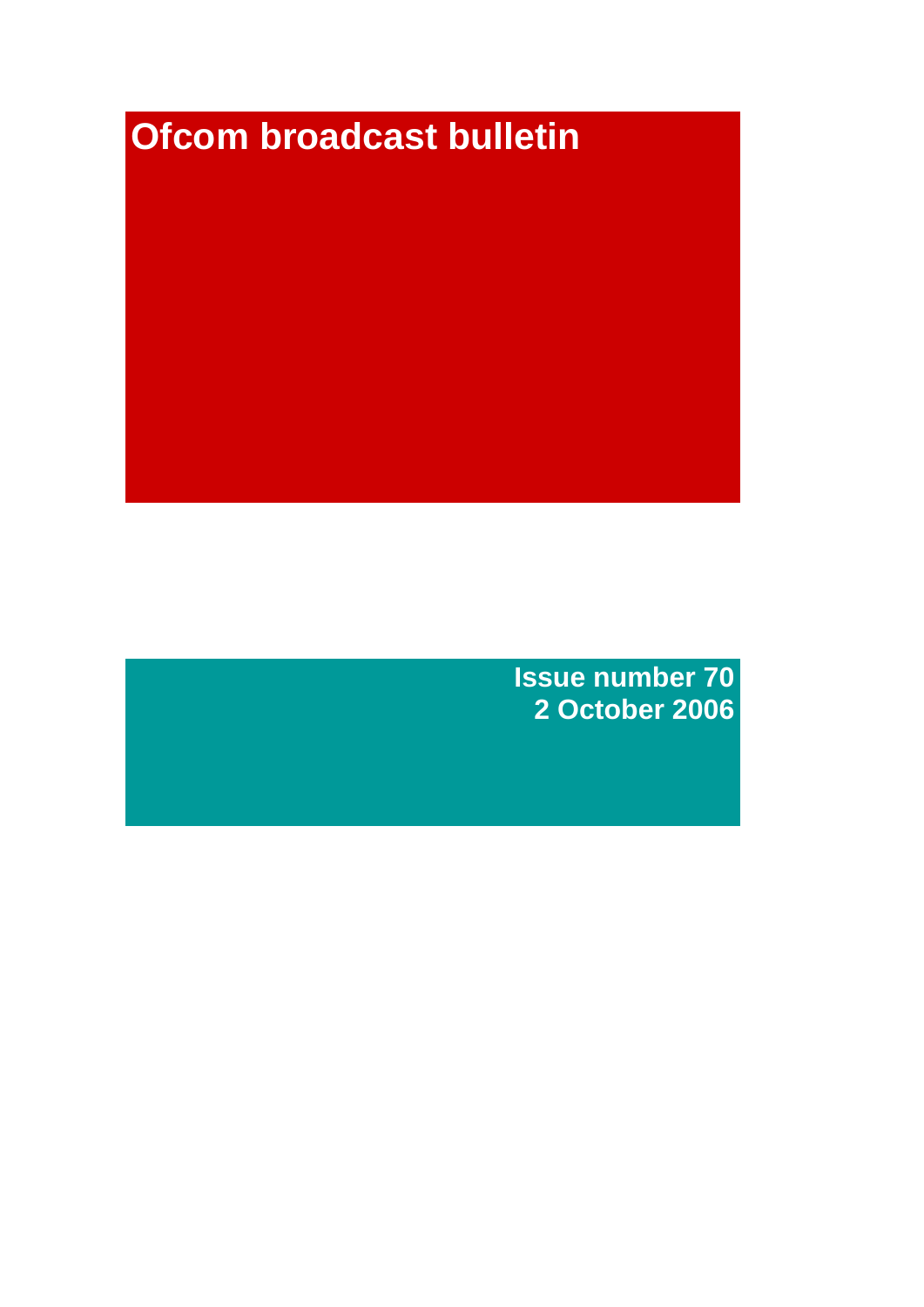# Ofcom broadcast bulletin

**Issue number 70**
**2 October 2006**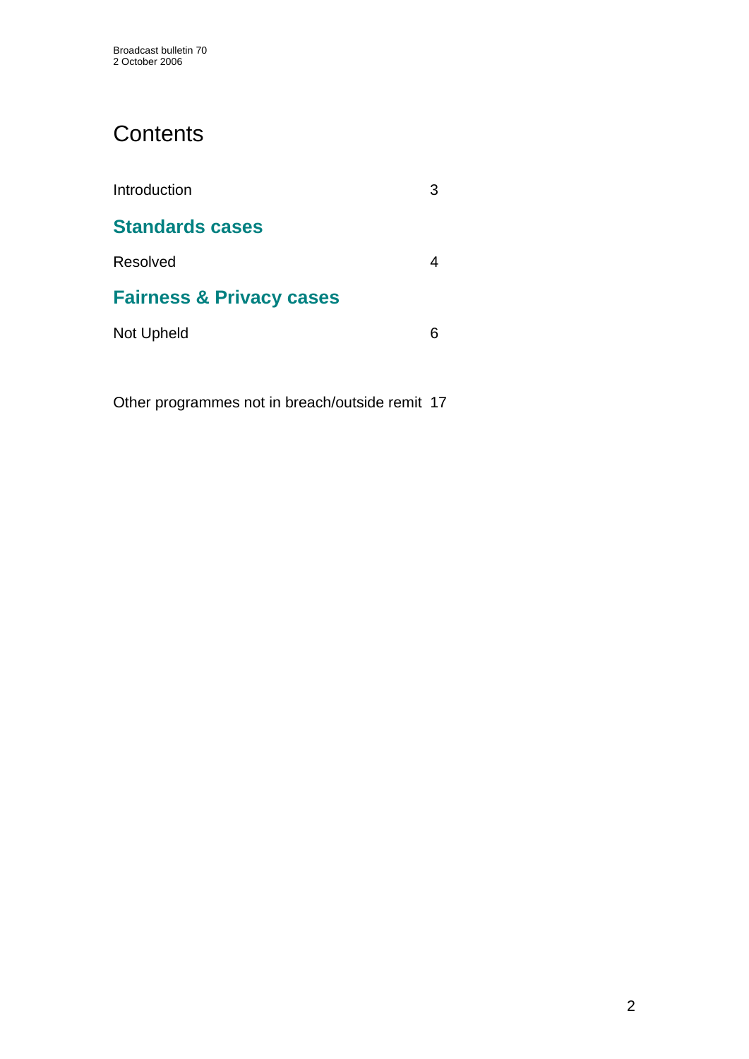# Contents

Introduction 3

## Standards cases

Resolved 4

## Fairness & Privacy cases

Not Upheld 6

Other programmes not in breach/outside remit 17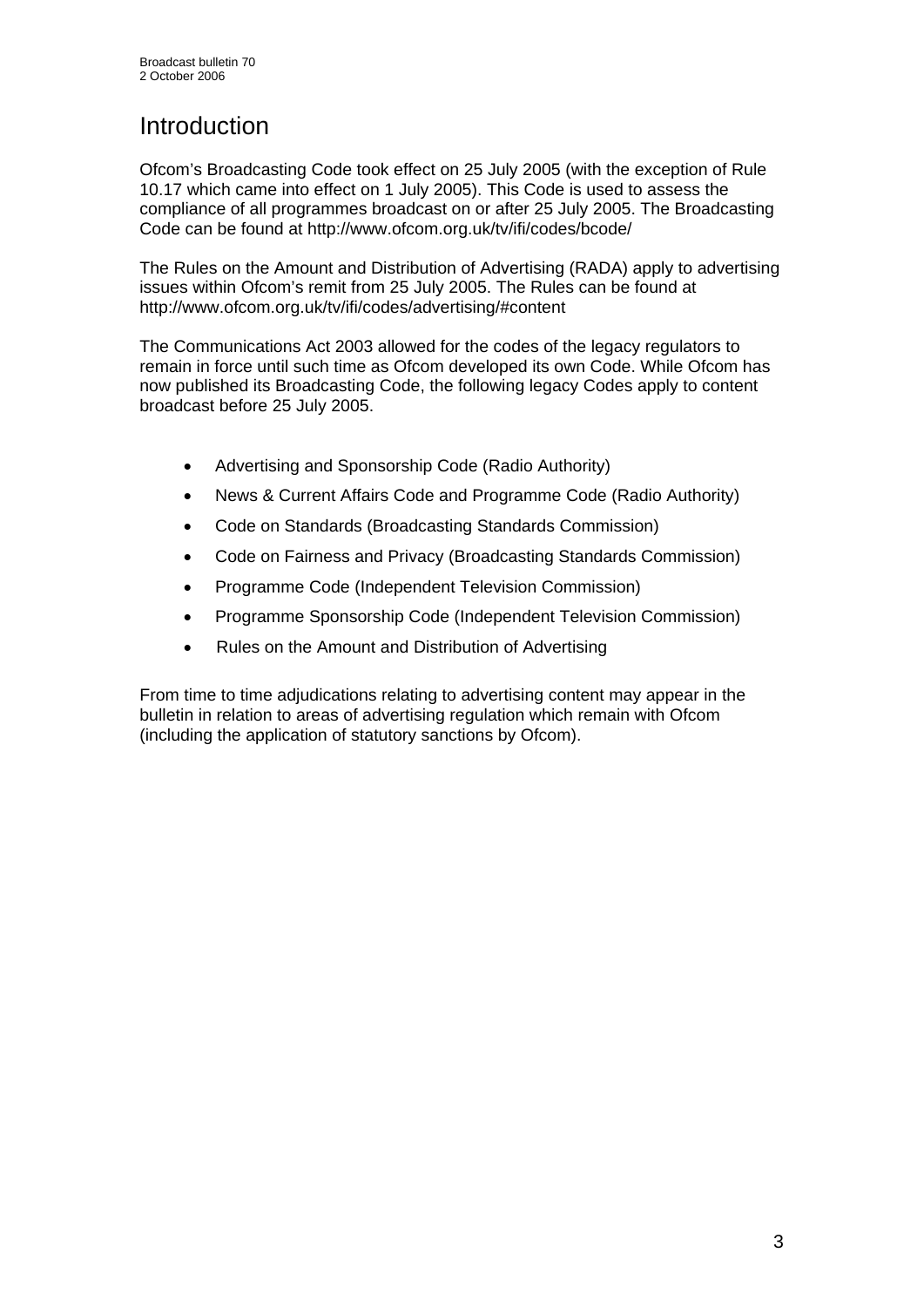# Introduction

Ofcom's Broadcasting Code took effect on 25 July 2005 (with the exception of Rule 10.17 which came into effect on 1 July 2005). This Code is used to assess the compliance of all programmes broadcast on or after 25 July 2005. The Broadcasting Code can be found at http://www.ofcom.org.uk/tv/ifi/codes/bcode/

The Rules on the Amount and Distribution of Advertising (RADA) apply to advertising issues within Ofcom's remit from 25 July 2005. The Rules can be found at http://www.ofcom.org.uk/tv/ifi/codes/advertising/#content

The Communications Act 2003 allowed for the codes of the legacy regulators to remain in force until such time as Ofcom developed its own Code. While Ofcom has now published its Broadcasting Code, the following legacy Codes apply to content broadcast before 25 July 2005.

- Advertising and Sponsorship Code (Radio Authority)
- News & Current Affairs Code and Programme Code (Radio Authority)
- Code on Standards (Broadcasting Standards Commission)
- Code on Fairness and Privacy (Broadcasting Standards Commission)
- Programme Code (Independent Television Commission)
- Programme Sponsorship Code (Independent Television Commission)
- Rules on the Amount and Distribution of Advertising

From time to time adjudications relating to advertising content may appear in the bulletin in relation to areas of advertising regulation which remain with Ofcom (including the application of statutory sanctions by Ofcom).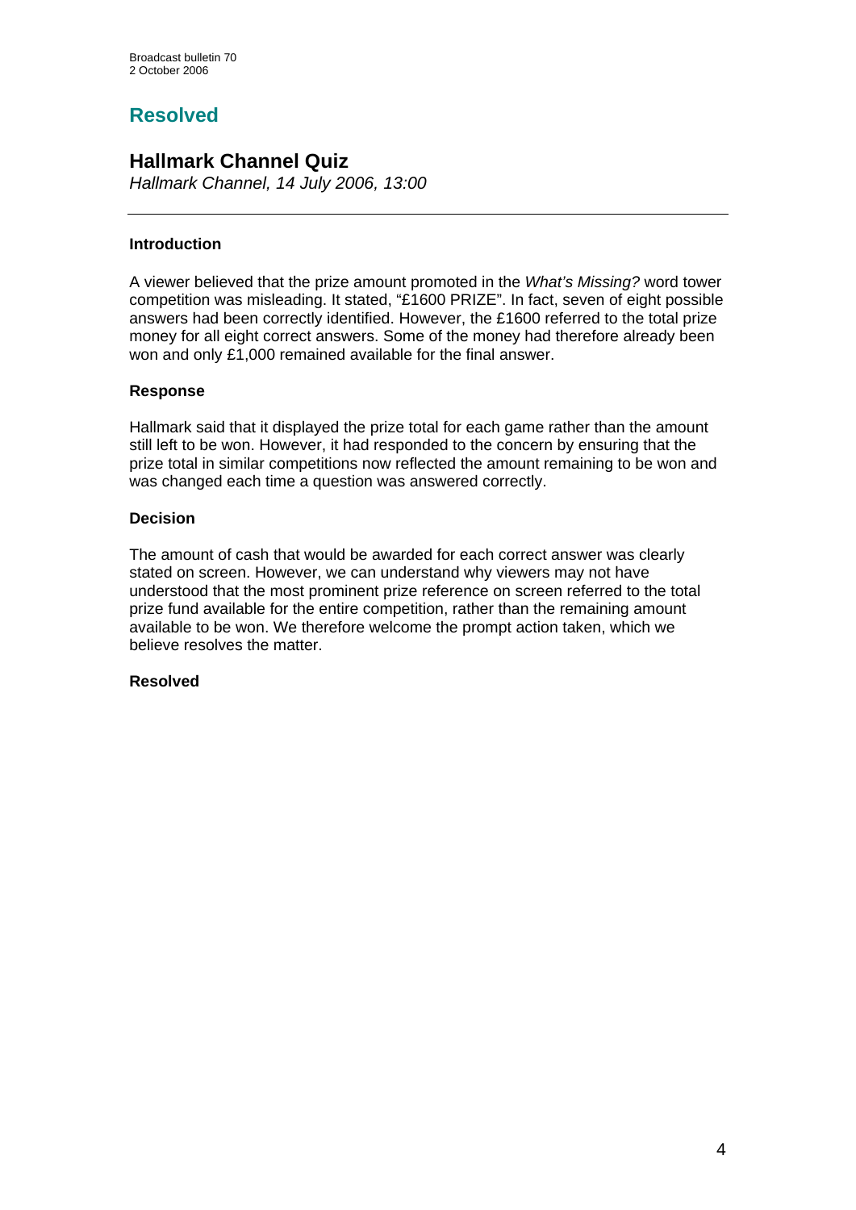## Resolved

### Hallmark Channel Quiz

*Hallmark Channel, 14 July 2006, 13:00*

---

**Introduction**

A viewer believed that the prize amount promoted in the *What's Missing?* word tower competition was misleading. It stated, "£1600 PRIZE". In fact, seven of eight possible answers had been correctly identified. However, the £1600 referred to the total prize money for all eight correct answers. Some of the money had therefore already been won and only £1,000 remained available for the final answer.

**Response**

Hallmark said that it displayed the prize total for each game rather than the amount still left to be won. However, it had responded to the concern by ensuring that the prize total in similar competitions now reflected the amount remaining to be won and was changed each time a question was answered correctly.

**Decision**

The amount of cash that would be awarded for each correct answer was clearly stated on screen. However, we can understand why viewers may not have understood that the most prominent prize reference on screen referred to the total prize fund available for the entire competition, rather than the remaining amount available to be won. We therefore welcome the prompt action taken, which we believe resolves the matter.

**Resolved**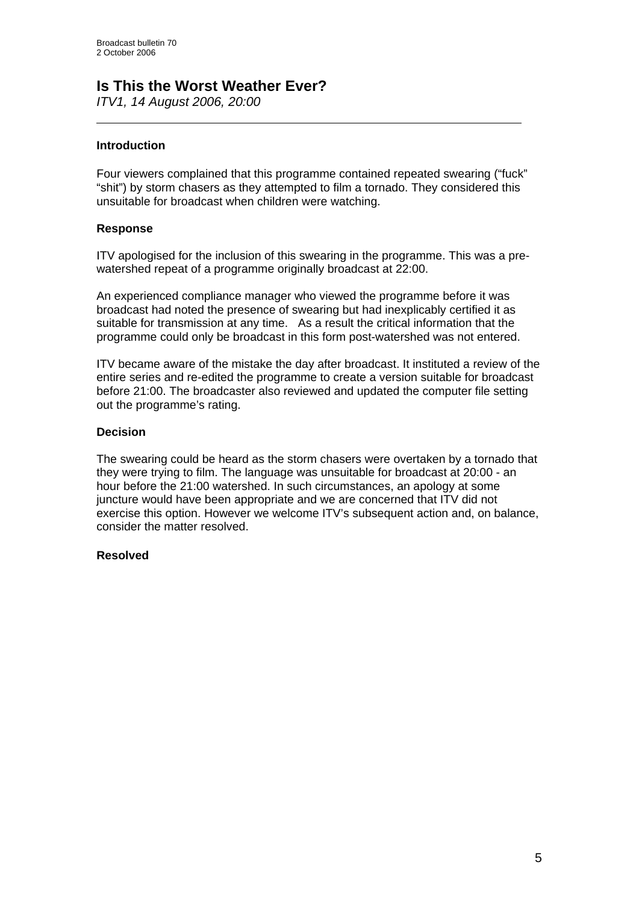# Is This the Worst Weather Ever?

*ITV1, 14 August 2006, 20:00*

---

### Introduction

Four viewers complained that this programme contained repeated swearing ("fuck" "shit") by storm chasers as they attempted to film a tornado. They considered this unsuitable for broadcast when children were watching.

### Response

ITV apologised for the inclusion of this swearing in the programme. This was a pre-watershed repeat of a programme originally broadcast at 22:00.

An experienced compliance manager who viewed the programme before it was broadcast had noted the presence of swearing but had inexplicably certified it as suitable for transmission at any time. As a result the critical information that the programme could only be broadcast in this form post-watershed was not entered.

ITV became aware of the mistake the day after broadcast. It instituted a review of the entire series and re-edited the programme to create a version suitable for broadcast before 21:00. The broadcaster also reviewed and updated the computer file setting out the programme's rating.

### Decision

The swearing could be heard as the storm chasers were overtaken by a tornado that they were trying to film. The language was unsuitable for broadcast at 20:00 - an hour before the 21:00 watershed. In such circumstances, an apology at some juncture would have been appropriate and we are concerned that ITV did not exercise this option. However we welcome ITV's subsequent action and, on balance, consider the matter resolved.

**Resolved**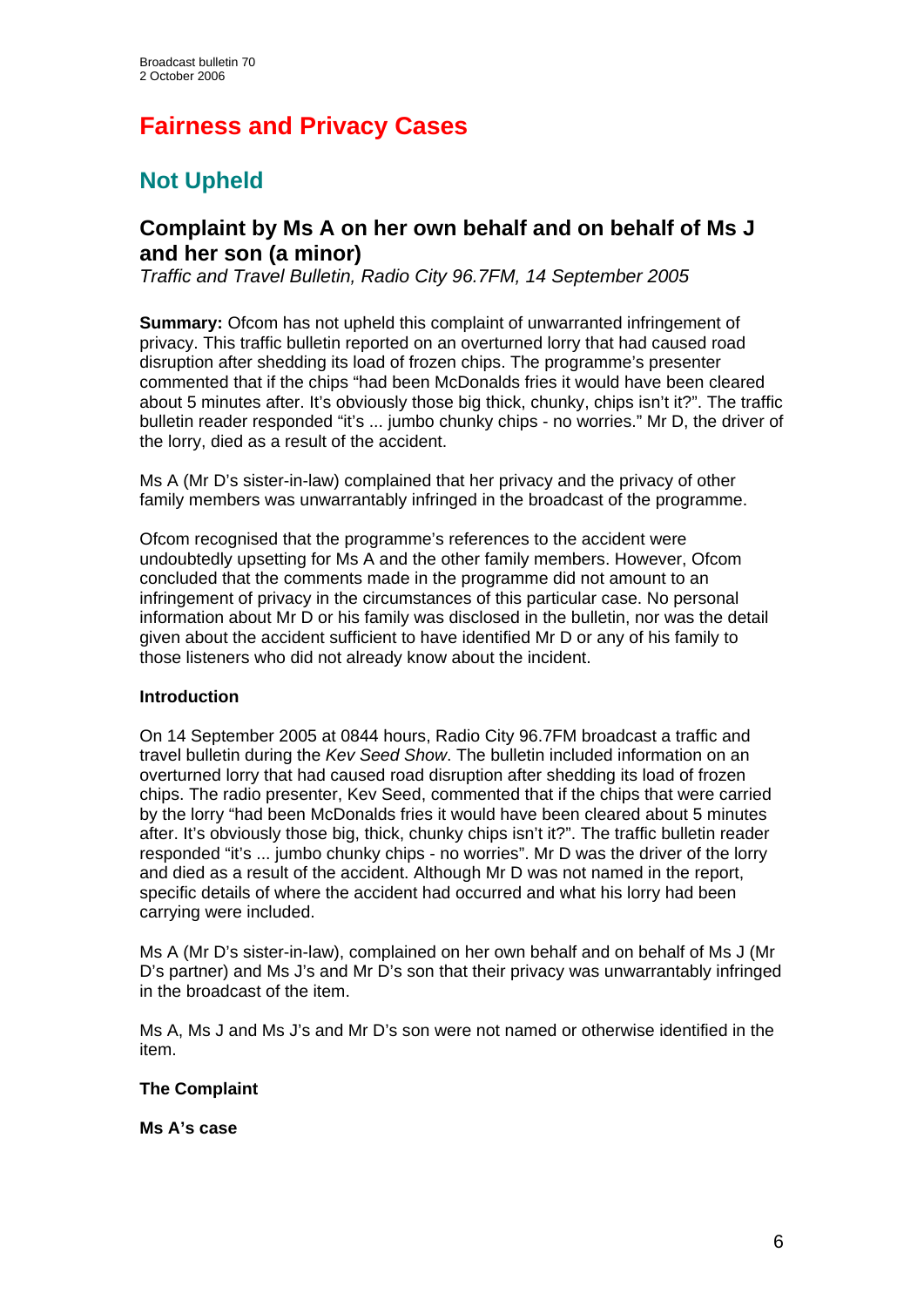# Fairness and Privacy Cases

## Not Upheld

### Complaint by Ms A on her own behalf and on behalf of Ms J and her son (a minor)

*Traffic and Travel Bulletin, Radio City 96.7FM, 14 September 2005*

**Summary:** Ofcom has not upheld this complaint of unwarranted infringement of privacy. This traffic bulletin reported on an overturned lorry that had caused road disruption after shedding its load of frozen chips. The programme's presenter commented that if the chips "had been McDonalds fries it would have been cleared about 5 minutes after. It's obviously those big thick, chunky, chips isn't it?". The traffic bulletin reader responded "it's ... jumbo chunky chips - no worries." Mr D, the driver of the lorry, died as a result of the accident.

Ms A (Mr D's sister-in-law) complained that her privacy and the privacy of other family members was unwarrantably infringed in the broadcast of the programme.

Ofcom recognised that the programme's references to the accident were undoubtedly upsetting for Ms A and the other family members. However, Ofcom concluded that the comments made in the programme did not amount to an infringement of privacy in the circumstances of this particular case. No personal information about Mr D or his family was disclosed in the bulletin, nor was the detail given about the accident sufficient to have identified Mr D or any of his family to those listeners who did not already know about the incident.

**Introduction**

On 14 September 2005 at 0844 hours, Radio City 96.7FM broadcast a traffic and travel bulletin during the *Kev Seed Show*. The bulletin included information on an overturned lorry that had caused road disruption after shedding its load of frozen chips. The radio presenter, Kev Seed, commented that if the chips that were carried by the lorry "had been McDonalds fries it would have been cleared about 5 minutes after. It's obviously those big, thick, chunky chips isn't it?". The traffic bulletin reader responded "it's ... jumbo chunky chips - no worries". Mr D was the driver of the lorry and died as a result of the accident. Although Mr D was not named in the report, specific details of where the accident had occurred and what his lorry had been carrying were included.

Ms A (Mr D's sister-in-law), complained on her own behalf and on behalf of Ms J (Mr D's partner) and Ms J's and Mr D's son that their privacy was unwarrantably infringed in the broadcast of the item.

Ms A, Ms J and Ms J's and Mr D's son were not named or otherwise identified in the item.

**The Complaint**

**Ms A's case**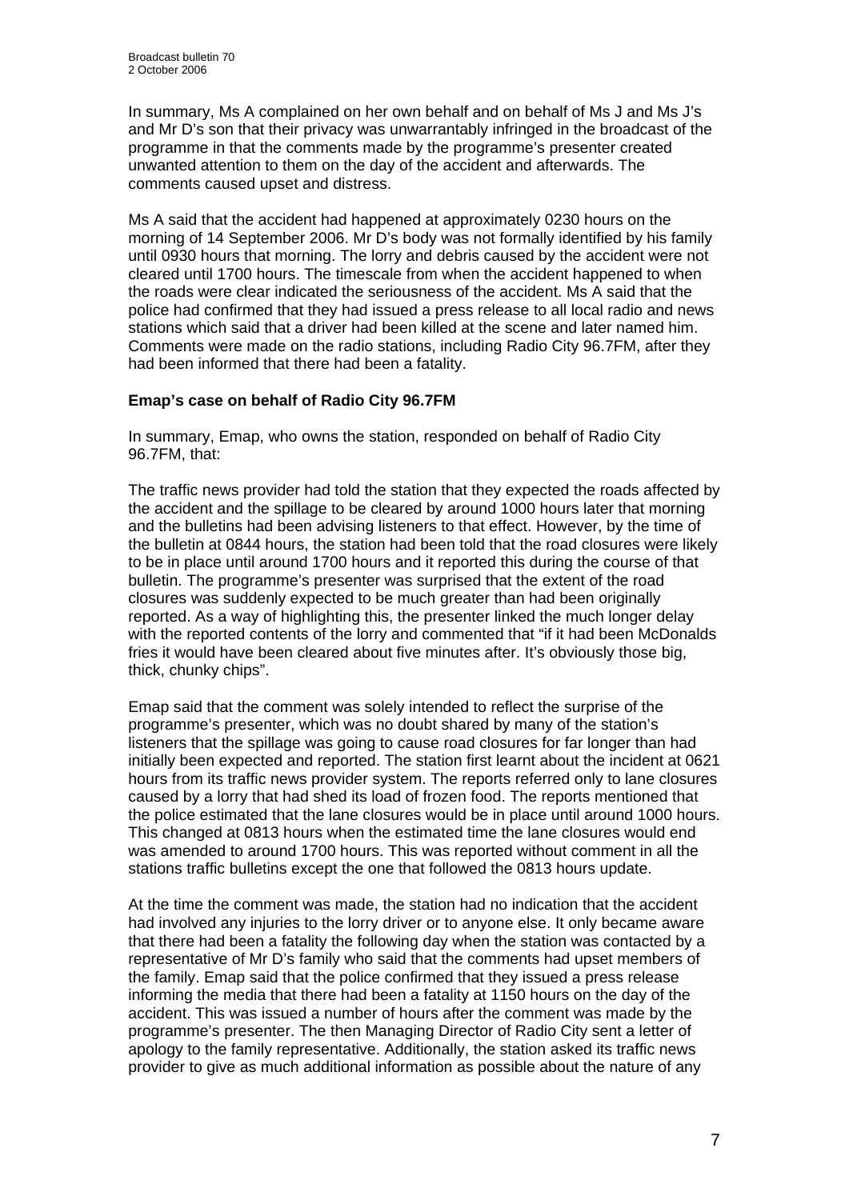In summary, Ms A complained on her own behalf and on behalf of Ms J and Ms J's and Mr D's son that their privacy was unwarrantably infringed in the broadcast of the programme in that the comments made by the programme's presenter created unwanted attention to them on the day of the accident and afterwards. The comments caused upset and distress.

Ms A said that the accident had happened at approximately 0230 hours on the morning of 14 September 2006. Mr D's body was not formally identified by his family until 0930 hours that morning. The lorry and debris caused by the accident were not cleared until 1700 hours. The timescale from when the accident happened to when the roads were clear indicated the seriousness of the accident. Ms A said that the police had confirmed that they had issued a press release to all local radio and news stations which said that a driver had been killed at the scene and later named him. Comments were made on the radio stations, including Radio City 96.7FM, after they had been informed that there had been a fatality.

**Emap's case on behalf of Radio City 96.7FM**

In summary, Emap, who owns the station, responded on behalf of Radio City 96.7FM, that:

The traffic news provider had told the station that they expected the roads affected by the accident and the spillage to be cleared by around 1000 hours later that morning and the bulletins had been advising listeners to that effect. However, by the time of the bulletin at 0844 hours, the station had been told that the road closures were likely to be in place until around 1700 hours and it reported this during the course of that bulletin. The programme's presenter was surprised that the extent of the road closures was suddenly expected to be much greater than had been originally reported. As a way of highlighting this, the presenter linked the much longer delay with the reported contents of the lorry and commented that "if it had been McDonalds fries it would have been cleared about five minutes after. It's obviously those big, thick, chunky chips".

Emap said that the comment was solely intended to reflect the surprise of the programme's presenter, which was no doubt shared by many of the station's listeners that the spillage was going to cause road closures for far longer than had initially been expected and reported. The station first learnt about the incident at 0621 hours from its traffic news provider system. The reports referred only to lane closures caused by a lorry that had shed its load of frozen food. The reports mentioned that the police estimated that the lane closures would be in place until around 1000 hours. This changed at 0813 hours when the estimated time the lane closures would end was amended to around 1700 hours. This was reported without comment in all the stations traffic bulletins except the one that followed the 0813 hours update.

At the time the comment was made, the station had no indication that the accident had involved any injuries to the lorry driver or to anyone else. It only became aware that there had been a fatality the following day when the station was contacted by a representative of Mr D's family who said that the comments had upset members of the family. Emap said that the police confirmed that they issued a press release informing the media that there had been a fatality at 1150 hours on the day of the accident. This was issued a number of hours after the comment was made by the programme's presenter. The then Managing Director of Radio City sent a letter of apology to the family representative. Additionally, the station asked its traffic news provider to give as much additional information as possible about the nature of any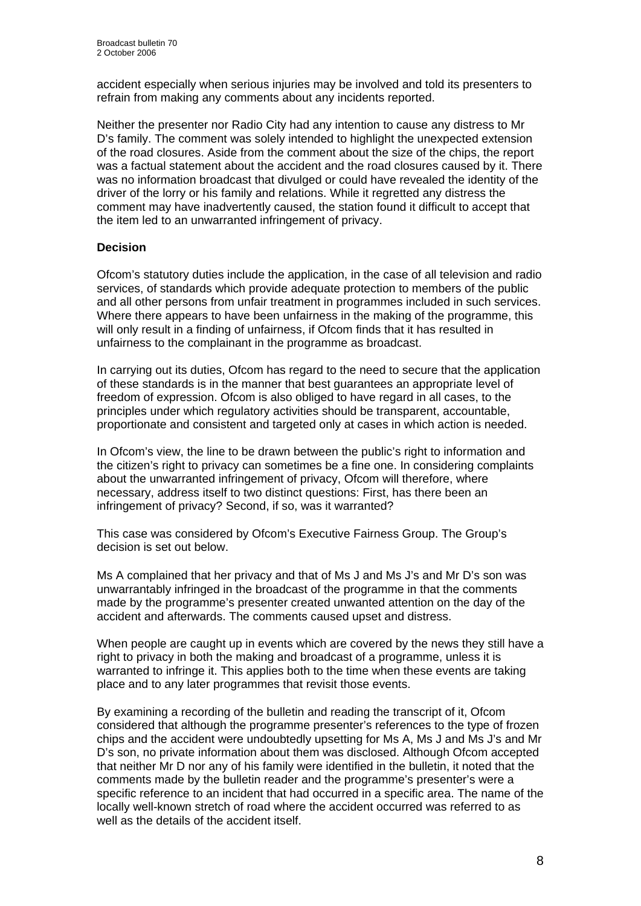accident especially when serious injuries may be involved and told its presenters to refrain from making any comments about any incidents reported.

Neither the presenter nor Radio City had any intention to cause any distress to Mr D's family. The comment was solely intended to highlight the unexpected extension of the road closures. Aside from the comment about the size of the chips, the report was a factual statement about the accident and the road closures caused by it. There was no information broadcast that divulged or could have revealed the identity of the driver of the lorry or his family and relations. While it regretted any distress the comment may have inadvertently caused, the station found it difficult to accept that the item led to an unwarranted infringement of privacy.

**Decision**

Ofcom's statutory duties include the application, in the case of all television and radio services, of standards which provide adequate protection to members of the public and all other persons from unfair treatment in programmes included in such services. Where there appears to have been unfairness in the making of the programme, this will only result in a finding of unfairness, if Ofcom finds that it has resulted in unfairness to the complainant in the programme as broadcast.

In carrying out its duties, Ofcom has regard to the need to secure that the application of these standards is in the manner that best guarantees an appropriate level of freedom of expression. Ofcom is also obliged to have regard in all cases, to the principles under which regulatory activities should be transparent, accountable, proportionate and consistent and targeted only at cases in which action is needed.

In Ofcom's view, the line to be drawn between the public's right to information and the citizen's right to privacy can sometimes be a fine one. In considering complaints about the unwarranted infringement of privacy, Ofcom will therefore, where necessary, address itself to two distinct questions: First, has there been an infringement of privacy? Second, if so, was it warranted?

This case was considered by Ofcom's Executive Fairness Group. The Group's decision is set out below.

Ms A complained that her privacy and that of Ms J and Ms J's and Mr D's son was unwarrantably infringed in the broadcast of the programme in that the comments made by the programme's presenter created unwanted attention on the day of the accident and afterwards. The comments caused upset and distress.

When people are caught up in events which are covered by the news they still have a right to privacy in both the making and broadcast of a programme, unless it is warranted to infringe it. This applies both to the time when these events are taking place and to any later programmes that revisit those events.

By examining a recording of the bulletin and reading the transcript of it, Ofcom considered that although the programme presenter's references to the type of frozen chips and the accident were undoubtedly upsetting for Ms A, Ms J and Ms J's and Mr D's son, no private information about them was disclosed. Although Ofcom accepted that neither Mr D nor any of his family were identified in the bulletin, it noted that the comments made by the bulletin reader and the programme's presenter's were a specific reference to an incident that had occurred in a specific area. The name of the locally well-known stretch of road where the accident occurred was referred to as well as the details of the accident itself.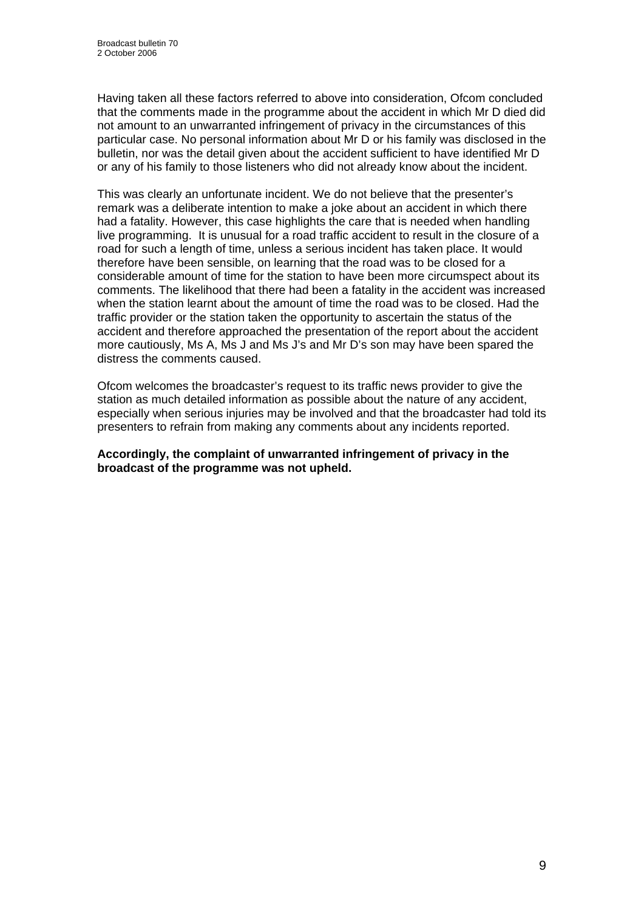Having taken all these factors referred to above into consideration, Ofcom concluded that the comments made in the programme about the accident in which Mr D died did not amount to an unwarranted infringement of privacy in the circumstances of this particular case. No personal information about Mr D or his family was disclosed in the bulletin, nor was the detail given about the accident sufficient to have identified Mr D or any of his family to those listeners who did not already know about the incident.

This was clearly an unfortunate incident. We do not believe that the presenter's remark was a deliberate intention to make a joke about an accident in which there had a fatality. However, this case highlights the care that is needed when handling live programming. It is unusual for a road traffic accident to result in the closure of a road for such a length of time, unless a serious incident has taken place. It would therefore have been sensible, on learning that the road was to be closed for a considerable amount of time for the station to have been more circumspect about its comments. The likelihood that there had been a fatality in the accident was increased when the station learnt about the amount of time the road was to be closed. Had the traffic provider or the station taken the opportunity to ascertain the status of the accident and therefore approached the presentation of the report about the accident more cautiously, Ms A, Ms J and Ms J's and Mr D's son may have been spared the distress the comments caused.

Ofcom welcomes the broadcaster's request to its traffic news provider to give the station as much detailed information as possible about the nature of any accident, especially when serious injuries may be involved and that the broadcaster had told its presenters to refrain from making any comments about any incidents reported.

**Accordingly, the complaint of unwarranted infringement of privacy in the broadcast of the programme was not upheld.**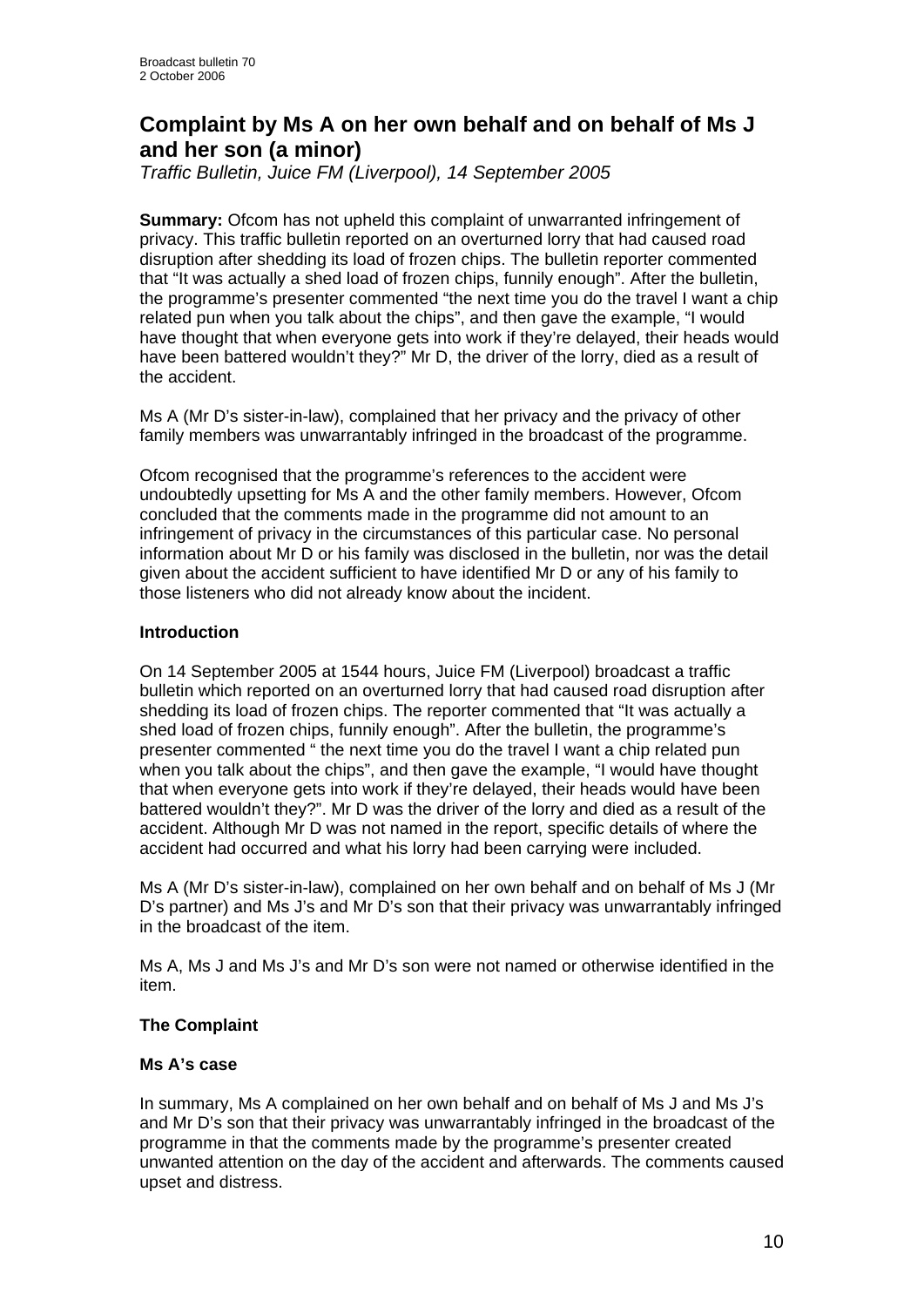## Complaint by Ms A on her own behalf and on behalf of Ms J and her son (a minor)

*Traffic Bulletin, Juice FM (Liverpool), 14 September 2005*

**Summary:** Ofcom has not upheld this complaint of unwarranted infringement of privacy. This traffic bulletin reported on an overturned lorry that had caused road disruption after shedding its load of frozen chips. The bulletin reporter commented that "It was actually a shed load of frozen chips, funnily enough". After the bulletin, the programme's presenter commented "the next time you do the travel I want a chip related pun when you talk about the chips", and then gave the example, "I would have thought that when everyone gets into work if they're delayed, their heads would have been battered wouldn't they?" Mr D, the driver of the lorry, died as a result of the accident.

Ms A (Mr D's sister-in-law), complained that her privacy and the privacy of other family members was unwarrantably infringed in the broadcast of the programme.

Ofcom recognised that the programme's references to the accident were undoubtedly upsetting for Ms A and the other family members. However, Ofcom concluded that the comments made in the programme did not amount to an infringement of privacy in the circumstances of this particular case. No personal information about Mr D or his family was disclosed in the bulletin, nor was the detail given about the accident sufficient to have identified Mr D or any of his family to those listeners who did not already know about the incident.

### Introduction

On 14 September 2005 at 1544 hours, Juice FM (Liverpool) broadcast a traffic bulletin which reported on an overturned lorry that had caused road disruption after shedding its load of frozen chips. The reporter commented that "It was actually a shed load of frozen chips, funnily enough". After the bulletin, the programme's presenter commented " the next time you do the travel I want a chip related pun when you talk about the chips", and then gave the example, "I would have thought that when everyone gets into work if they're delayed, their heads would have been battered wouldn't they?". Mr D was the driver of the lorry and died as a result of the accident. Although Mr D was not named in the report, specific details of where the accident had occurred and what his lorry had been carrying were included.

Ms A (Mr D's sister-in-law), complained on her own behalf and on behalf of Ms J (Mr D's partner) and Ms J's and Mr D's son that their privacy was unwarrantably infringed in the broadcast of the item.

Ms A, Ms J and Ms J's and Mr D's son were not named or otherwise identified in the item.

### The Complaint

#### Ms A's case

In summary, Ms A complained on her own behalf and on behalf of Ms J and Ms J's and Mr D's son that their privacy was unwarrantably infringed in the broadcast of the programme in that the comments made by the programme's presenter created unwanted attention on the day of the accident and afterwards. The comments caused upset and distress.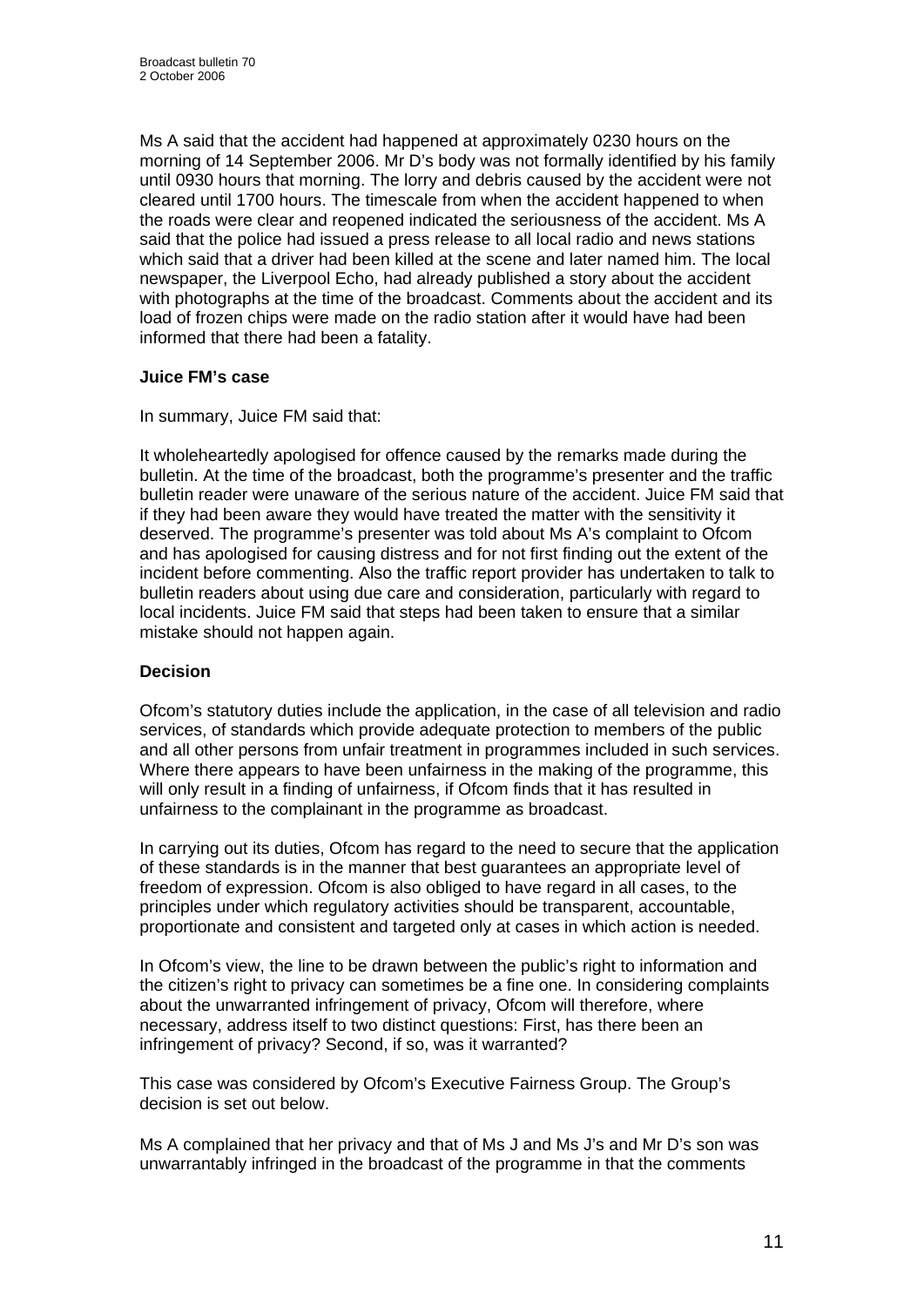Ms A said that the accident had happened at approximately 0230 hours on the morning of 14 September 2006. Mr D's body was not formally identified by his family until 0930 hours that morning. The lorry and debris caused by the accident were not cleared until 1700 hours. The timescale from when the accident happened to when the roads were clear and reopened indicated the seriousness of the accident. Ms A said that the police had issued a press release to all local radio and news stations which said that a driver had been killed at the scene and later named him. The local newspaper, the Liverpool Echo, had already published a story about the accident with photographs at the time of the broadcast. Comments about the accident and its load of frozen chips were made on the radio station after it would have had been informed that there had been a fatality.

**Juice FM's case**

In summary, Juice FM said that:

It wholeheartedly apologised for offence caused by the remarks made during the bulletin. At the time of the broadcast, both the programme's presenter and the traffic bulletin reader were unaware of the serious nature of the accident. Juice FM said that if they had been aware they would have treated the matter with the sensitivity it deserved. The programme's presenter was told about Ms A's complaint to Ofcom and has apologised for causing distress and for not first finding out the extent of the incident before commenting. Also the traffic report provider has undertaken to talk to bulletin readers about using due care and consideration, particularly with regard to local incidents. Juice FM said that steps had been taken to ensure that a similar mistake should not happen again.

**Decision**

Ofcom's statutory duties include the application, in the case of all television and radio services, of standards which provide adequate protection to members of the public and all other persons from unfair treatment in programmes included in such services. Where there appears to have been unfairness in the making of the programme, this will only result in a finding of unfairness, if Ofcom finds that it has resulted in unfairness to the complainant in the programme as broadcast.

In carrying out its duties, Ofcom has regard to the need to secure that the application of these standards is in the manner that best guarantees an appropriate level of freedom of expression. Ofcom is also obliged to have regard in all cases, to the principles under which regulatory activities should be transparent, accountable, proportionate and consistent and targeted only at cases in which action is needed.

In Ofcom's view, the line to be drawn between the public's right to information and the citizen's right to privacy can sometimes be a fine one. In considering complaints about the unwarranted infringement of privacy, Ofcom will therefore, where necessary, address itself to two distinct questions: First, has there been an infringement of privacy? Second, if so, was it warranted?

This case was considered by Ofcom's Executive Fairness Group. The Group's decision is set out below.

Ms A complained that her privacy and that of Ms J and Ms J's and Mr D's son was unwarrantably infringed in the broadcast of the programme in that the comments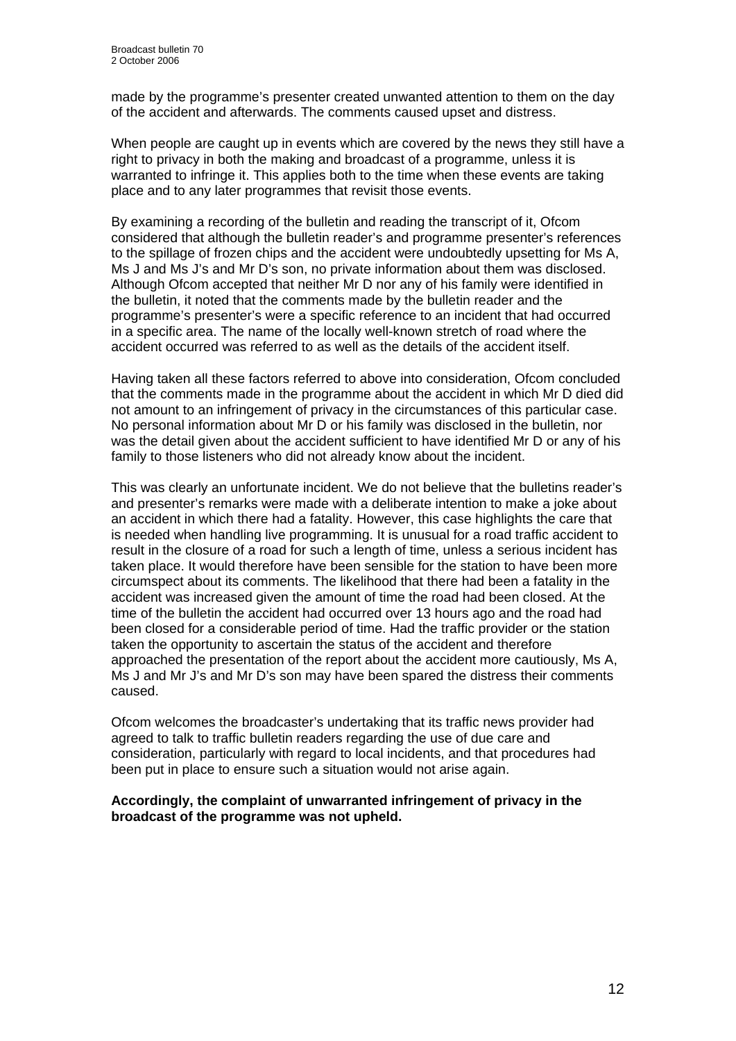made by the programme's presenter created unwanted attention to them on the day of the accident and afterwards. The comments caused upset and distress.

When people are caught up in events which are covered by the news they still have a right to privacy in both the making and broadcast of a programme, unless it is warranted to infringe it. This applies both to the time when these events are taking place and to any later programmes that revisit those events.

By examining a recording of the bulletin and reading the transcript of it, Ofcom considered that although the bulletin reader's and programme presenter's references to the spillage of frozen chips and the accident were undoubtedly upsetting for Ms A, Ms J and Ms J's and Mr D's son, no private information about them was disclosed. Although Ofcom accepted that neither Mr D nor any of his family were identified in the bulletin, it noted that the comments made by the bulletin reader and the programme's presenter's were a specific reference to an incident that had occurred in a specific area. The name of the locally well-known stretch of road where the accident occurred was referred to as well as the details of the accident itself.

Having taken all these factors referred to above into consideration, Ofcom concluded that the comments made in the programme about the accident in which Mr D died did not amount to an infringement of privacy in the circumstances of this particular case. No personal information about Mr D or his family was disclosed in the bulletin, nor was the detail given about the accident sufficient to have identified Mr D or any of his family to those listeners who did not already know about the incident.

This was clearly an unfortunate incident. We do not believe that the bulletins reader's and presenter's remarks were made with a deliberate intention to make a joke about an accident in which there had a fatality. However, this case highlights the care that is needed when handling live programming. It is unusual for a road traffic accident to result in the closure of a road for such a length of time, unless a serious incident has taken place. It would therefore have been sensible for the station to have been more circumspect about its comments. The likelihood that there had been a fatality in the accident was increased given the amount of time the road had been closed. At the time of the bulletin the accident had occurred over 13 hours ago and the road had been closed for a considerable period of time. Had the traffic provider or the station taken the opportunity to ascertain the status of the accident and therefore approached the presentation of the report about the accident more cautiously, Ms A, Ms J and Mr J's and Mr D's son may have been spared the distress their comments caused.

Ofcom welcomes the broadcaster's undertaking that its traffic news provider had agreed to talk to traffic bulletin readers regarding the use of due care and consideration, particularly with regard to local incidents, and that procedures had been put in place to ensure such a situation would not arise again.

**Accordingly, the complaint of unwarranted infringement of privacy in the broadcast of the programme was not upheld.**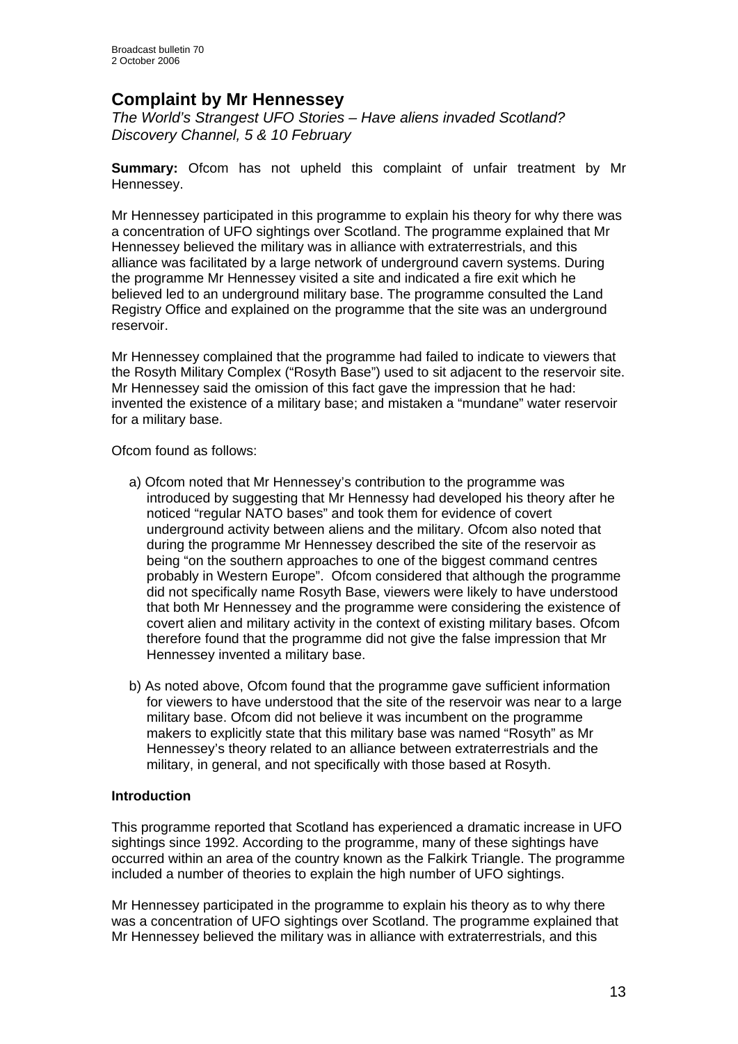## Complaint by Mr Hennessey

*The World's Strangest UFO Stories – Have aliens invaded Scotland?*
*Discovery Channel, 5 & 10 February*

**Summary:** Ofcom has not upheld this complaint of unfair treatment by Mr Hennessey.

Mr Hennessey participated in this programme to explain his theory for why there was a concentration of UFO sightings over Scotland. The programme explained that Mr Hennessey believed the military was in alliance with extraterrestrials, and this alliance was facilitated by a large network of underground cavern systems. During the programme Mr Hennessey visited a site and indicated a fire exit which he believed led to an underground military base. The programme consulted the Land Registry Office and explained on the programme that the site was an underground reservoir.

Mr Hennessey complained that the programme had failed to indicate to viewers that the Rosyth Military Complex ("Rosyth Base") used to sit adjacent to the reservoir site. Mr Hennessey said the omission of this fact gave the impression that he had: invented the existence of a military base; and mistaken a "mundane" water reservoir for a military base.

Ofcom found as follows:

a) Ofcom noted that Mr Hennessey's contribution to the programme was introduced by suggesting that Mr Hennessy had developed his theory after he noticed "regular NATO bases" and took them for evidence of covert underground activity between aliens and the military. Ofcom also noted that during the programme Mr Hennessey described the site of the reservoir as being "on the southern approaches to one of the biggest command centres probably in Western Europe". Ofcom considered that although the programme did not specifically name Rosyth Base, viewers were likely to have understood that both Mr Hennessey and the programme were considering the existence of covert alien and military activity in the context of existing military bases. Ofcom therefore found that the programme did not give the false impression that Mr Hennessey invented a military base.

b) As noted above, Ofcom found that the programme gave sufficient information for viewers to have understood that the site of the reservoir was near to a large military base. Ofcom did not believe it was incumbent on the programme makers to explicitly state that this military base was named "Rosyth" as Mr Hennessey's theory related to an alliance between extraterrestrials and the military, in general, and not specifically with those based at Rosyth.

### Introduction

This programme reported that Scotland has experienced a dramatic increase in UFO sightings since 1992. According to the programme, many of these sightings have occurred within an area of the country known as the Falkirk Triangle. The programme included a number of theories to explain the high number of UFO sightings.

Mr Hennessey participated in the programme to explain his theory as to why there was a concentration of UFO sightings over Scotland. The programme explained that Mr Hennessey believed the military was in alliance with extraterrestrials, and this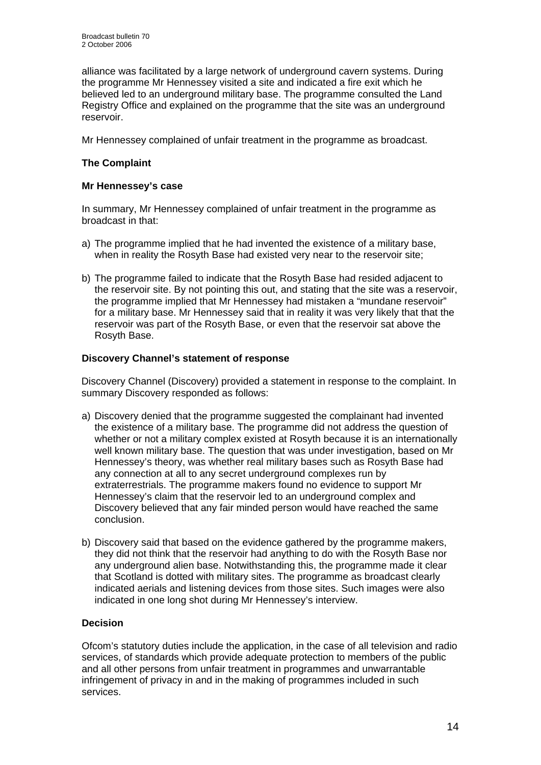alliance was facilitated by a large network of underground cavern systems. During the programme Mr Hennessey visited a site and indicated a fire exit which he believed led to an underground military base. The programme consulted the Land Registry Office and explained on the programme that the site was an underground reservoir.

Mr Hennessey complained of unfair treatment in the programme as broadcast.

### The Complaint

#### Mr Hennessey's case

In summary, Mr Hennessey complained of unfair treatment in the programme as broadcast in that:

a) The programme implied that he had invented the existence of a military base, when in reality the Rosyth Base had existed very near to the reservoir site;

b) The programme failed to indicate that the Rosyth Base had resided adjacent to the reservoir site. By not pointing this out, and stating that the site was a reservoir, the programme implied that Mr Hennessey had mistaken a "mundane reservoir" for a military base. Mr Hennessey said that in reality it was very likely that that the reservoir was part of the Rosyth Base, or even that the reservoir sat above the Rosyth Base.

#### Discovery Channel's statement of response

Discovery Channel (Discovery) provided a statement in response to the complaint. In summary Discovery responded as follows:

a) Discovery denied that the programme suggested the complainant had invented the existence of a military base. The programme did not address the question of whether or not a military complex existed at Rosyth because it is an internationally well known military base. The question that was under investigation, based on Mr Hennessey's theory, was whether real military bases such as Rosyth Base had any connection at all to any secret underground complexes run by extraterrestrials. The programme makers found no evidence to support Mr Hennessey's claim that the reservoir led to an underground complex and Discovery believed that any fair minded person would have reached the same conclusion.

b) Discovery said that based on the evidence gathered by the programme makers, they did not think that the reservoir had anything to do with the Rosyth Base nor any underground alien base. Notwithstanding this, the programme made it clear that Scotland is dotted with military sites. The programme as broadcast clearly indicated aerials and listening devices from those sites. Such images were also indicated in one long shot during Mr Hennessey's interview.

### Decision

Ofcom's statutory duties include the application, in the case of all television and radio services, of standards which provide adequate protection to members of the public and all other persons from unfair treatment in programmes and unwarrantable infringement of privacy in and in the making of programmes included in such services.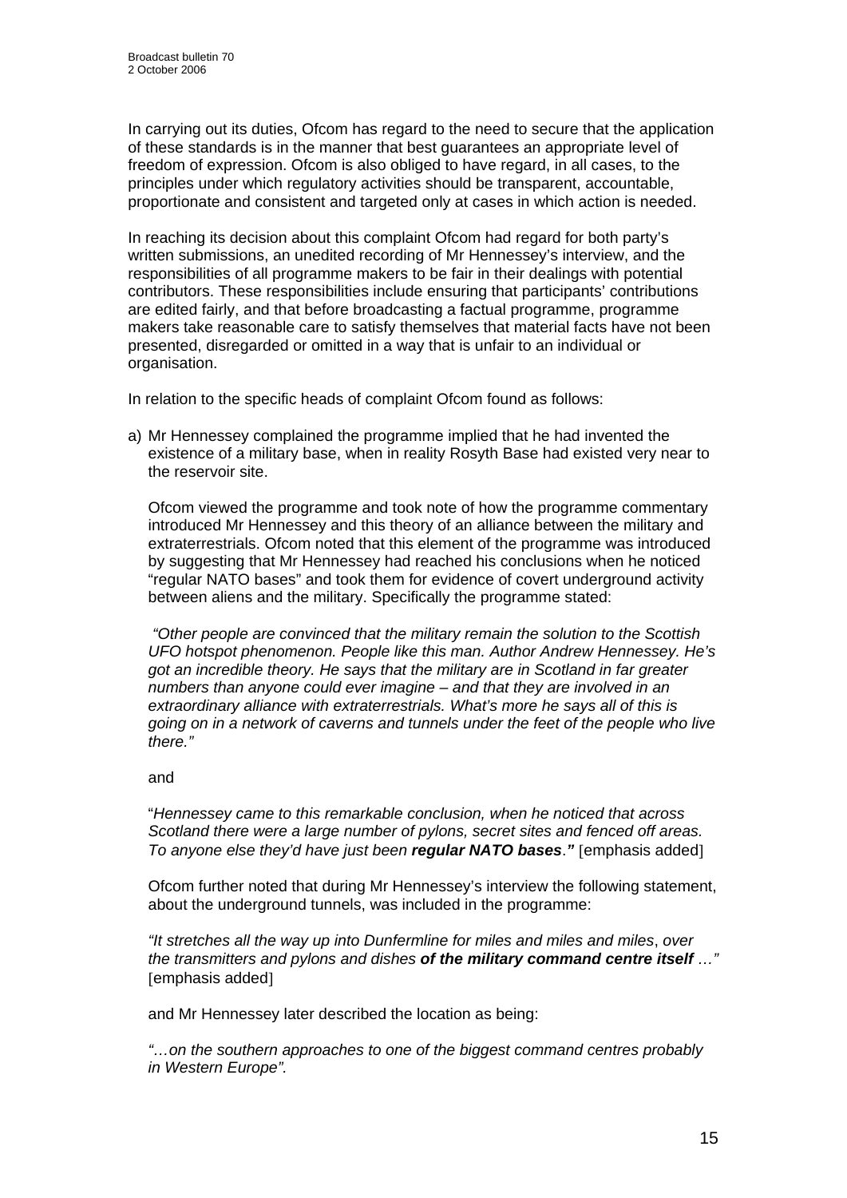In carrying out its duties, Ofcom has regard to the need to secure that the application of these standards is in the manner that best guarantees an appropriate level of freedom of expression. Ofcom is also obliged to have regard, in all cases, to the principles under which regulatory activities should be transparent, accountable, proportionate and consistent and targeted only at cases in which action is needed.

In reaching its decision about this complaint Ofcom had regard for both party's written submissions, an unedited recording of Mr Hennessey's interview, and the responsibilities of all programme makers to be fair in their dealings with potential contributors. These responsibilities include ensuring that participants' contributions are edited fairly, and that before broadcasting a factual programme, programme makers take reasonable care to satisfy themselves that material facts have not been presented, disregarded or omitted in a way that is unfair to an individual or organisation.

In relation to the specific heads of complaint Ofcom found as follows:

a) Mr Hennessey complained the programme implied that he had invented the existence of a military base, when in reality Rosyth Base had existed very near to the reservoir site.

   Ofcom viewed the programme and took note of how the programme commentary introduced Mr Hennessey and this theory of an alliance between the military and extraterrestrials. Ofcom noted that this element of the programme was introduced by suggesting that Mr Hennessey had reached his conclusions when he noticed "regular NATO bases" and took them for evidence of covert underground activity between aliens and the military. Specifically the programme stated:

   *"Other people are convinced that the military remain the solution to the Scottish UFO hotspot phenomenon. People like this man. Author Andrew Hennessey. He's got an incredible theory. He says that the military are in Scotland in far greater numbers than anyone could ever imagine – and that they are involved in an extraordinary alliance with extraterrestrials. What's more he says all of this is going on in a network of caverns and tunnels under the feet of the people who live there."*

   and

   "*Hennessey came to this remarkable conclusion, when he noticed that across Scotland there were a large number of pylons, secret sites and fenced off areas. To anyone else they'd have just been* ***regular NATO bases****."* [emphasis added]

   Ofcom further noted that during Mr Hennessey's interview the following statement, about the underground tunnels, was included in the programme:

   *"It stretches all the way up into Dunfermline for miles and miles and miles, over the transmitters and pylons and dishes* ***of the military command centre itself*** *…"* [emphasis added]

   and Mr Hennessey later described the location as being:

   *"…on the southern approaches to one of the biggest command centres probably in Western Europe".*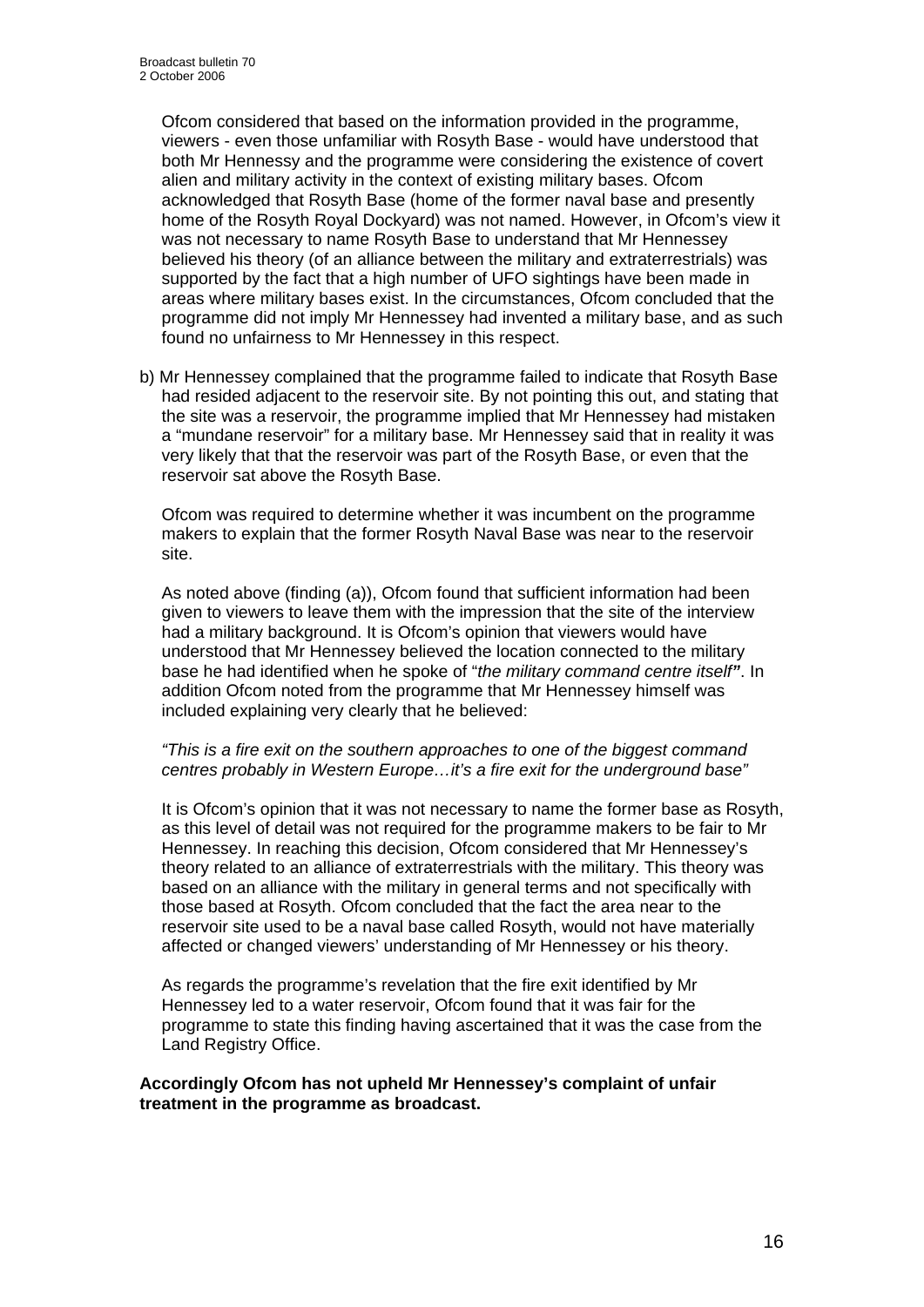Ofcom considered that based on the information provided in the programme, viewers - even those unfamiliar with Rosyth Base - would have understood that both Mr Hennessy and the programme were considering the existence of covert alien and military activity in the context of existing military bases. Ofcom acknowledged that Rosyth Base (home of the former naval base and presently home of the Rosyth Royal Dockyard) was not named. However, in Ofcom's view it was not necessary to name Rosyth Base to understand that Mr Hennessey believed his theory (of an alliance between the military and extraterrestrials) was supported by the fact that a high number of UFO sightings have been made in areas where military bases exist. In the circumstances, Ofcom concluded that the programme did not imply Mr Hennessey had invented a military base, and as such found no unfairness to Mr Hennessey in this respect.

b) Mr Hennessey complained that the programme failed to indicate that Rosyth Base had resided adjacent to the reservoir site. By not pointing this out, and stating that the site was a reservoir, the programme implied that Mr Hennessey had mistaken a "mundane reservoir" for a military base. Mr Hennessey said that in reality it was very likely that that the reservoir was part of the Rosyth Base, or even that the reservoir sat above the Rosyth Base.

Ofcom was required to determine whether it was incumbent on the programme makers to explain that the former Rosyth Naval Base was near to the reservoir site.

As noted above (finding (a)), Ofcom found that sufficient information had been given to viewers to leave them with the impression that the site of the interview had a military background. It is Ofcom's opinion that viewers would have understood that Mr Hennessey believed the location connected to the military base he had identified when he spoke of "*the military command centre itself*". In addition Ofcom noted from the programme that Mr Hennessey himself was included explaining very clearly that he believed:

*"This is a fire exit on the southern approaches to one of the biggest command centres probably in Western Europe…it's a fire exit for the underground base"*

It is Ofcom's opinion that it was not necessary to name the former base as Rosyth, as this level of detail was not required for the programme makers to be fair to Mr Hennessey. In reaching this decision, Ofcom considered that Mr Hennessey's theory related to an alliance of extraterrestrials with the military. This theory was based on an alliance with the military in general terms and not specifically with those based at Rosyth. Ofcom concluded that the fact the area near to the reservoir site used to be a naval base called Rosyth, would not have materially affected or changed viewers' understanding of Mr Hennessey or his theory.

As regards the programme's revelation that the fire exit identified by Mr Hennessey led to a water reservoir, Ofcom found that it was fair for the programme to state this finding having ascertained that it was the case from the Land Registry Office.

**Accordingly Ofcom has not upheld Mr Hennessey's complaint of unfair treatment in the programme as broadcast.**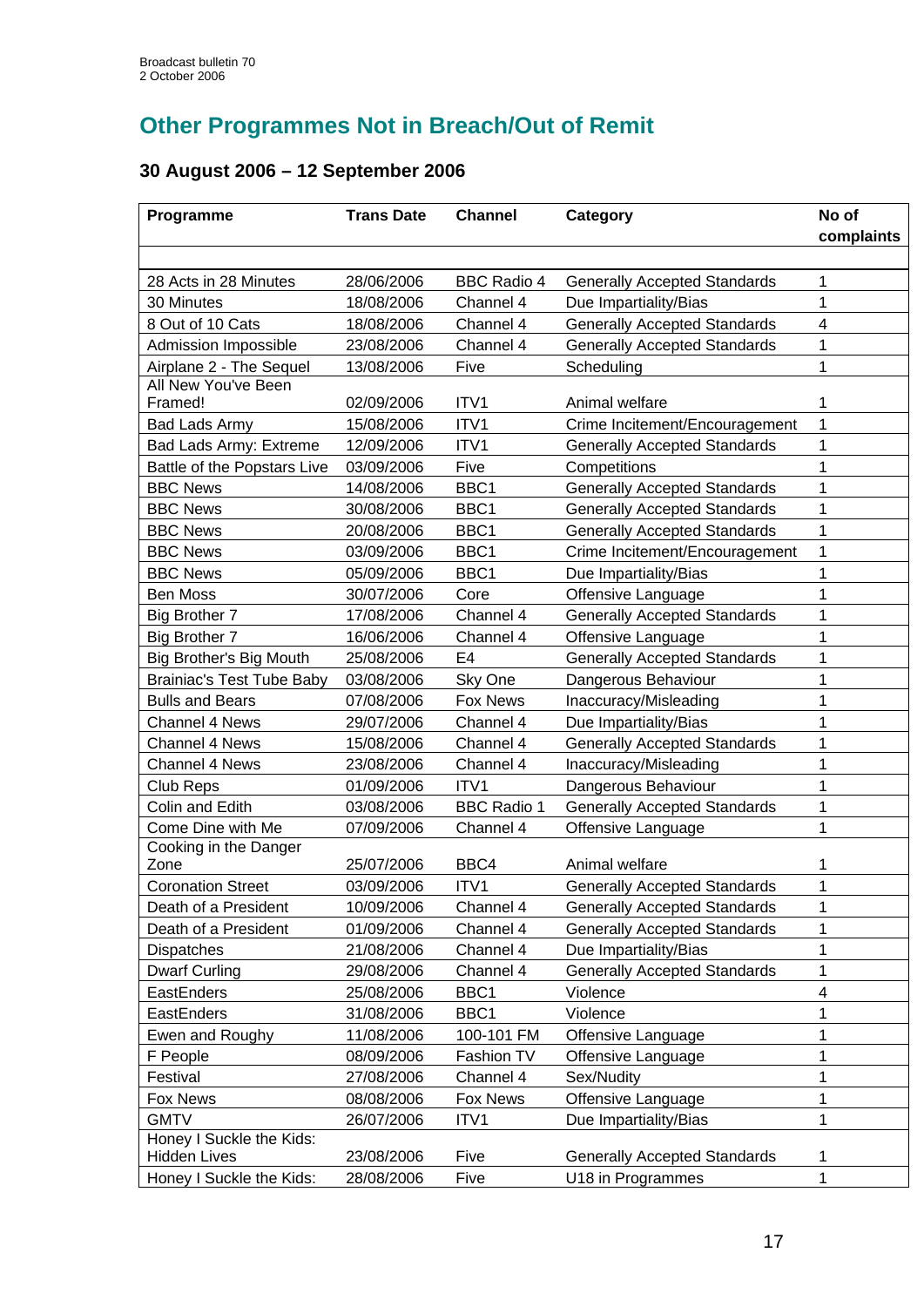## Other Programmes Not in Breach/Out of Remit

### 30 August 2006 – 12 September 2006

| Programme | Trans Date | Channel | Category | No of complaints |
|---|---|---|---|---|
| 28 Acts in 28 Minutes | 28/06/2006 | BBC Radio 4 | Generally Accepted Standards | 1 |
| 30 Minutes | 18/08/2006 | Channel 4 | Due Impartiality/Bias | 1 |
| 8 Out of 10 Cats | 18/08/2006 | Channel 4 | Generally Accepted Standards | 4 |
| Admission Impossible | 23/08/2006 | Channel 4 | Generally Accepted Standards | 1 |
| Airplane 2 - The Sequel | 13/08/2006 | Five | Scheduling | 1 |
| All New You've Been Framed! | 02/09/2006 | ITV1 | Animal welfare | 1 |
| Bad Lads Army | 15/08/2006 | ITV1 | Crime Incitement/Encouragement | 1 |
| Bad Lads Army: Extreme | 12/09/2006 | ITV1 | Generally Accepted Standards | 1 |
| Battle of the Popstars Live | 03/09/2006 | Five | Competitions | 1 |
| BBC News | 14/08/2006 | BBC1 | Generally Accepted Standards | 1 |
| BBC News | 30/08/2006 | BBC1 | Generally Accepted Standards | 1 |
| BBC News | 20/08/2006 | BBC1 | Generally Accepted Standards | 1 |
| BBC News | 03/09/2006 | BBC1 | Crime Incitement/Encouragement | 1 |
| BBC News | 05/09/2006 | BBC1 | Due Impartiality/Bias | 1 |
| Ben Moss | 30/07/2006 | Core | Offensive Language | 1 |
| Big Brother 7 | 17/08/2006 | Channel 4 | Generally Accepted Standards | 1 |
| Big Brother 7 | 16/06/2006 | Channel 4 | Offensive Language | 1 |
| Big Brother's Big Mouth | 25/08/2006 | E4 | Generally Accepted Standards | 1 |
| Brainiac's Test Tube Baby | 03/08/2006 | Sky One | Dangerous Behaviour | 1 |
| Bulls and Bears | 07/08/2006 | Fox News | Inaccuracy/Misleading | 1 |
| Channel 4 News | 29/07/2006 | Channel 4 | Due Impartiality/Bias | 1 |
| Channel 4 News | 15/08/2006 | Channel 4 | Generally Accepted Standards | 1 |
| Channel 4 News | 23/08/2006 | Channel 4 | Inaccuracy/Misleading | 1 |
| Club Reps | 01/09/2006 | ITV1 | Dangerous Behaviour | 1 |
| Colin and Edith | 03/08/2006 | BBC Radio 1 | Generally Accepted Standards | 1 |
| Come Dine with Me | 07/09/2006 | Channel 4 | Offensive Language | 1 |
| Cooking in the Danger Zone | 25/07/2006 | BBC4 | Animal welfare | 1 |
| Coronation Street | 03/09/2006 | ITV1 | Generally Accepted Standards | 1 |
| Death of a President | 10/09/2006 | Channel 4 | Generally Accepted Standards | 1 |
| Death of a President | 01/09/2006 | Channel 4 | Generally Accepted Standards | 1 |
| Dispatches | 21/08/2006 | Channel 4 | Due Impartiality/Bias | 1 |
| Dwarf Curling | 29/08/2006 | Channel 4 | Generally Accepted Standards | 1 |
| EastEnders | 25/08/2006 | BBC1 | Violence | 4 |
| EastEnders | 31/08/2006 | BBC1 | Violence | 1 |
| Ewen and Roughy | 11/08/2006 | 100-101 FM | Offensive Language | 1 |
| F People | 08/09/2006 | Fashion TV | Offensive Language | 1 |
| Festival | 27/08/2006 | Channel 4 | Sex/Nudity | 1 |
| Fox News | 08/08/2006 | Fox News | Offensive Language | 1 |
| GMTV | 26/07/2006 | ITV1 | Due Impartiality/Bias | 1 |
| Honey I Suckle the Kids: Hidden Lives | 23/08/2006 | Five | Generally Accepted Standards | 1 |
| Honey I Suckle the Kids: | 28/08/2006 | Five | U18 in Programmes | 1 |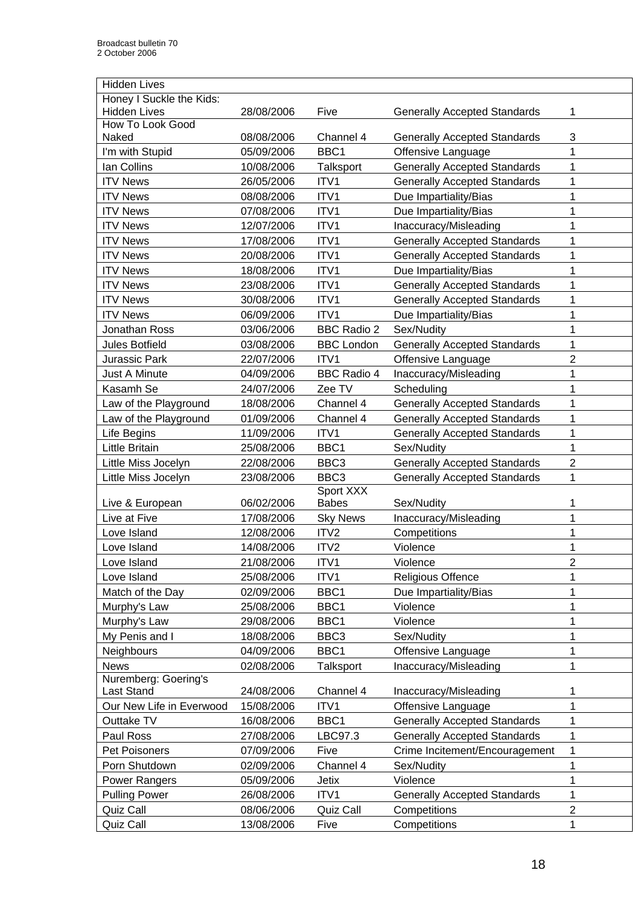| Hidden Lives | | | | |
|---|---|---|---|---|
| Honey I Suckle the Kids: Hidden Lives | 28/08/2006 | Five | Generally Accepted Standards | 1 |
| How To Look Good Naked | 08/08/2006 | Channel 4 | Generally Accepted Standards | 3 |
| I'm with Stupid | 05/09/2006 | BBC1 | Offensive Language | 1 |
| Ian Collins | 10/08/2006 | Talksport | Generally Accepted Standards | 1 |
| ITV News | 26/05/2006 | ITV1 | Generally Accepted Standards | 1 |
| ITV News | 08/08/2006 | ITV1 | Due Impartiality/Bias | 1 |
| ITV News | 07/08/2006 | ITV1 | Due Impartiality/Bias | 1 |
| ITV News | 12/07/2006 | ITV1 | Inaccuracy/Misleading | 1 |
| ITV News | 17/08/2006 | ITV1 | Generally Accepted Standards | 1 |
| ITV News | 20/08/2006 | ITV1 | Generally Accepted Standards | 1 |
| ITV News | 18/08/2006 | ITV1 | Due Impartiality/Bias | 1 |
| ITV News | 23/08/2006 | ITV1 | Generally Accepted Standards | 1 |
| ITV News | 30/08/2006 | ITV1 | Generally Accepted Standards | 1 |
| ITV News | 06/09/2006 | ITV1 | Due Impartiality/Bias | 1 |
| Jonathan Ross | 03/06/2006 | BBC Radio 2 | Sex/Nudity | 1 |
| Jules Botfield | 03/08/2006 | BBC London | Generally Accepted Standards | 1 |
| Jurassic Park | 22/07/2006 | ITV1 | Offensive Language | 2 |
| Just A Minute | 04/09/2006 | BBC Radio 4 | Inaccuracy/Misleading | 1 |
| Kasamh Se | 24/07/2006 | Zee TV | Scheduling | 1 |
| Law of the Playground | 18/08/2006 | Channel 4 | Generally Accepted Standards | 1 |
| Law of the Playground | 01/09/2006 | Channel 4 | Generally Accepted Standards | 1 |
| Life Begins | 11/09/2006 | ITV1 | Generally Accepted Standards | 1 |
| Little Britain | 25/08/2006 | BBC1 | Sex/Nudity | 1 |
| Little Miss Jocelyn | 22/08/2006 | BBC3 | Generally Accepted Standards | 2 |
| Little Miss Jocelyn | 23/08/2006 | BBC3 | Generally Accepted Standards | 1 |
| Live & European | 06/02/2006 | Sport XXX Babes | Sex/Nudity | 1 |
| Live at Five | 17/08/2006 | Sky News | Inaccuracy/Misleading | 1 |
| Love Island | 12/08/2006 | ITV2 | Competitions | 1 |
| Love Island | 14/08/2006 | ITV2 | Violence | 1 |
| Love Island | 21/08/2006 | ITV1 | Violence | 2 |
| Love Island | 25/08/2006 | ITV1 | Religious Offence | 1 |
| Match of the Day | 02/09/2006 | BBC1 | Due Impartiality/Bias | 1 |
| Murphy's Law | 25/08/2006 | BBC1 | Violence | 1 |
| Murphy's Law | 29/08/2006 | BBC1 | Violence | 1 |
| My Penis and I | 18/08/2006 | BBC3 | Sex/Nudity | 1 |
| Neighbours | 04/09/2006 | BBC1 | Offensive Language | 1 |
| News | 02/08/2006 | Talksport | Inaccuracy/Misleading | 1 |
| Nuremberg: Goering's Last Stand | 24/08/2006 | Channel 4 | Inaccuracy/Misleading | 1 |
| Our New Life in Everwood | 15/08/2006 | ITV1 | Offensive Language | 1 |
| Outtake TV | 16/08/2006 | BBC1 | Generally Accepted Standards | 1 |
| Paul Ross | 27/08/2006 | LBC97.3 | Generally Accepted Standards | 1 |
| Pet Poisoners | 07/09/2006 | Five | Crime Incitement/Encouragement | 1 |
| Porn Shutdown | 02/09/2006 | Channel 4 | Sex/Nudity | 1 |
| Power Rangers | 05/09/2006 | Jetix | Violence | 1 |
| Pulling Power | 26/08/2006 | ITV1 | Generally Accepted Standards | 1 |
| Quiz Call | 08/06/2006 | Quiz Call | Competitions | 2 |
| Quiz Call | 13/08/2006 | Five | Competitions | 1 |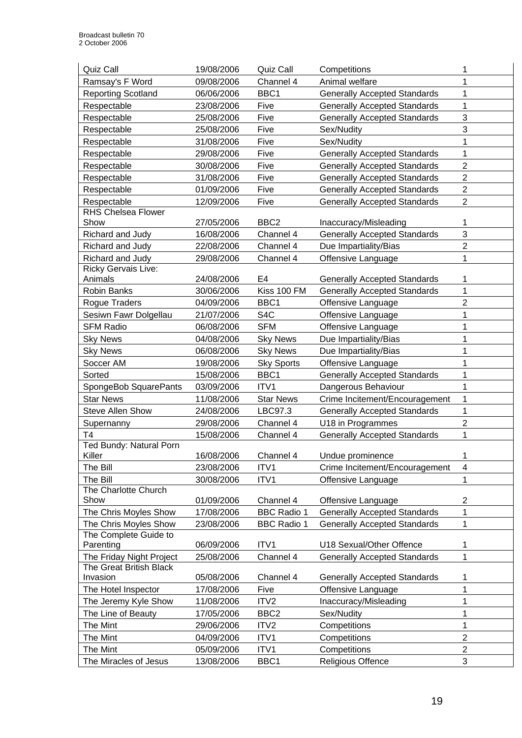| Quiz Call | 19/08/2006 | Quiz Call | Competitions | 1 |
|---|---|---|---|---|
| Ramsay's F Word | 09/08/2006 | Channel 4 | Animal welfare | 1 |
| Reporting Scotland | 06/06/2006 | BBC1 | Generally Accepted Standards | 1 |
| Respectable | 23/08/2006 | Five | Generally Accepted Standards | 1 |
| Respectable | 25/08/2006 | Five | Generally Accepted Standards | 3 |
| Respectable | 25/08/2006 | Five | Sex/Nudity | 3 |
| Respectable | 31/08/2006 | Five | Sex/Nudity | 1 |
| Respectable | 29/08/2006 | Five | Generally Accepted Standards | 1 |
| Respectable | 30/08/2006 | Five | Generally Accepted Standards | 2 |
| Respectable | 31/08/2006 | Five | Generally Accepted Standards | 2 |
| Respectable | 01/09/2006 | Five | Generally Accepted Standards | 2 |
| Respectable | 12/09/2006 | Five | Generally Accepted Standards | 2 |
| RHS Chelsea Flower Show | 27/05/2006 | BBC2 | Inaccuracy/Misleading | 1 |
| Richard and Judy | 16/08/2006 | Channel 4 | Generally Accepted Standards | 3 |
| Richard and Judy | 22/08/2006 | Channel 4 | Due Impartiality/Bias | 2 |
| Richard and Judy | 29/08/2006 | Channel 4 | Offensive Language | 1 |
| Ricky Gervais Live: Animals | 24/08/2006 | E4 | Generally Accepted Standards | 1 |
| Robin Banks | 30/06/2006 | Kiss 100 FM | Generally Accepted Standards | 1 |
| Rogue Traders | 04/09/2006 | BBC1 | Offensive Language | 2 |
| Sesiwn Fawr Dolgellau | 21/07/2006 | S4C | Offensive Language | 1 |
| SFM Radio | 06/08/2006 | SFM | Offensive Language | 1 |
| Sky News | 04/08/2006 | Sky News | Due Impartiality/Bias | 1 |
| Sky News | 06/08/2006 | Sky News | Due Impartiality/Bias | 1 |
| Soccer AM | 19/08/2006 | Sky Sports | Offensive Language | 1 |
| Sorted | 15/08/2006 | BBC1 | Generally Accepted Standards | 1 |
| SpongeBob SquarePants | 03/09/2006 | ITV1 | Dangerous Behaviour | 1 |
| Star News | 11/08/2006 | Star News | Crime Incitement/Encouragement | 1 |
| Steve Allen Show | 24/08/2006 | LBC97.3 | Generally Accepted Standards | 1 |
| Supernanny | 29/08/2006 | Channel 4 | U18 in Programmes | 2 |
| T4 | 15/08/2006 | Channel 4 | Generally Accepted Standards | 1 |
| Ted Bundy: Natural Porn Killer | 16/08/2006 | Channel 4 | Undue prominence | 1 |
| The Bill | 23/08/2006 | ITV1 | Crime Incitement/Encouragement | 4 |
| The Bill | 30/08/2006 | ITV1 | Offensive Language | 1 |
| The Charlotte Church Show | 01/09/2006 | Channel 4 | Offensive Language | 2 |
| The Chris Moyles Show | 17/08/2006 | BBC Radio 1 | Generally Accepted Standards | 1 |
| The Chris Moyles Show | 23/08/2006 | BBC Radio 1 | Generally Accepted Standards | 1 |
| The Complete Guide to Parenting | 06/09/2006 | ITV1 | U18 Sexual/Other Offence | 1 |
| The Friday Night Project | 25/08/2006 | Channel 4 | Generally Accepted Standards | 1 |
| The Great British Black Invasion | 05/08/2006 | Channel 4 | Generally Accepted Standards | 1 |
| The Hotel Inspector | 17/08/2006 | Five | Offensive Language | 1 |
| The Jeremy Kyle Show | 11/08/2006 | ITV2 | Inaccuracy/Misleading | 1 |
| The Line of Beauty | 17/05/2006 | BBC2 | Sex/Nudity | 1 |
| The Mint | 29/06/2006 | ITV2 | Competitions | 1 |
| The Mint | 04/09/2006 | ITV1 | Competitions | 2 |
| The Mint | 05/09/2006 | ITV1 | Competitions | 2 |
| The Miracles of Jesus | 13/08/2006 | BBC1 | Religious Offence | 3 |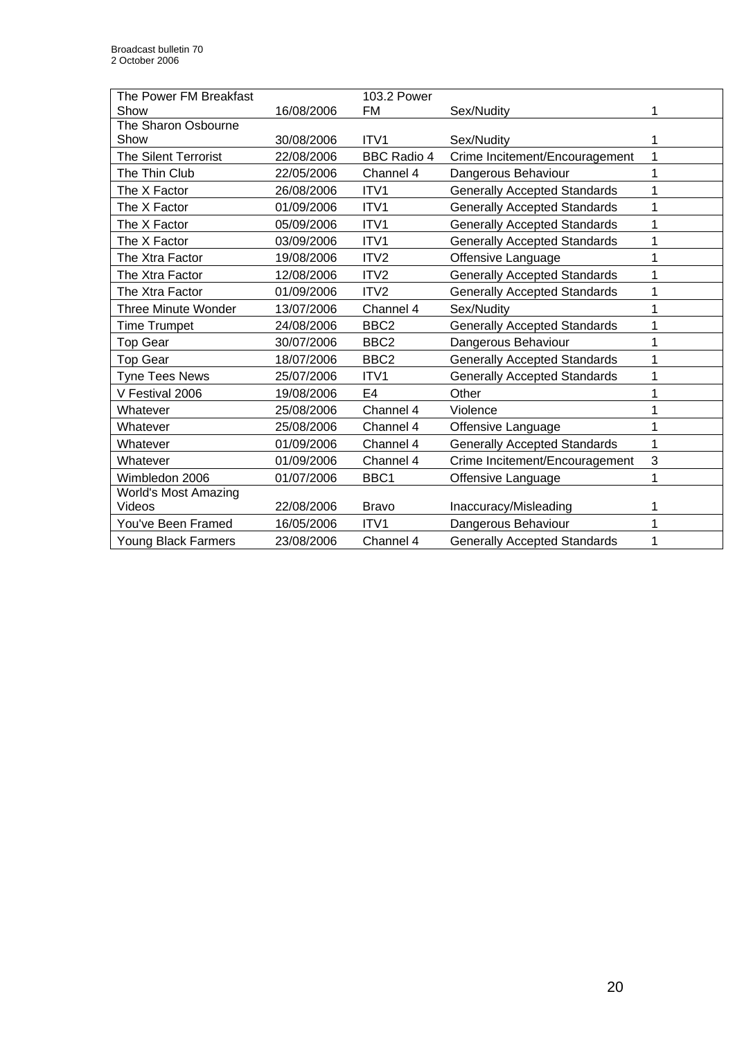| | | | | |
|---|---|---|---|---|
| The Power FM Breakfast Show | 16/08/2006 | 103.2 Power FM | Sex/Nudity | 1 |
| The Sharon Osbourne Show | 30/08/2006 | ITV1 | Sex/Nudity | 1 |
| The Silent Terrorist | 22/08/2006 | BBC Radio 4 | Crime Incitement/Encouragement | 1 |
| The Thin Club | 22/05/2006 | Channel 4 | Dangerous Behaviour | 1 |
| The X Factor | 26/08/2006 | ITV1 | Generally Accepted Standards | 1 |
| The X Factor | 01/09/2006 | ITV1 | Generally Accepted Standards | 1 |
| The X Factor | 05/09/2006 | ITV1 | Generally Accepted Standards | 1 |
| The X Factor | 03/09/2006 | ITV1 | Generally Accepted Standards | 1 |
| The Xtra Factor | 19/08/2006 | ITV2 | Offensive Language | 1 |
| The Xtra Factor | 12/08/2006 | ITV2 | Generally Accepted Standards | 1 |
| The Xtra Factor | 01/09/2006 | ITV2 | Generally Accepted Standards | 1 |
| Three Minute Wonder | 13/07/2006 | Channel 4 | Sex/Nudity | 1 |
| Time Trumpet | 24/08/2006 | BBC2 | Generally Accepted Standards | 1 |
| Top Gear | 30/07/2006 | BBC2 | Dangerous Behaviour | 1 |
| Top Gear | 18/07/2006 | BBC2 | Generally Accepted Standards | 1 |
| Tyne Tees News | 25/07/2006 | ITV1 | Generally Accepted Standards | 1 |
| V Festival 2006 | 19/08/2006 | E4 | Other | 1 |
| Whatever | 25/08/2006 | Channel 4 | Violence | 1 |
| Whatever | 25/08/2006 | Channel 4 | Offensive Language | 1 |
| Whatever | 01/09/2006 | Channel 4 | Generally Accepted Standards | 1 |
| Whatever | 01/09/2006 | Channel 4 | Crime Incitement/Encouragement | 3 |
| Wimbledon 2006 | 01/07/2006 | BBC1 | Offensive Language | 1 |
| World's Most Amazing Videos | 22/08/2006 | Bravo | Inaccuracy/Misleading | 1 |
| You've Been Framed | 16/05/2006 | ITV1 | Dangerous Behaviour | 1 |
| Young Black Farmers | 23/08/2006 | Channel 4 | Generally Accepted Standards | 1 |